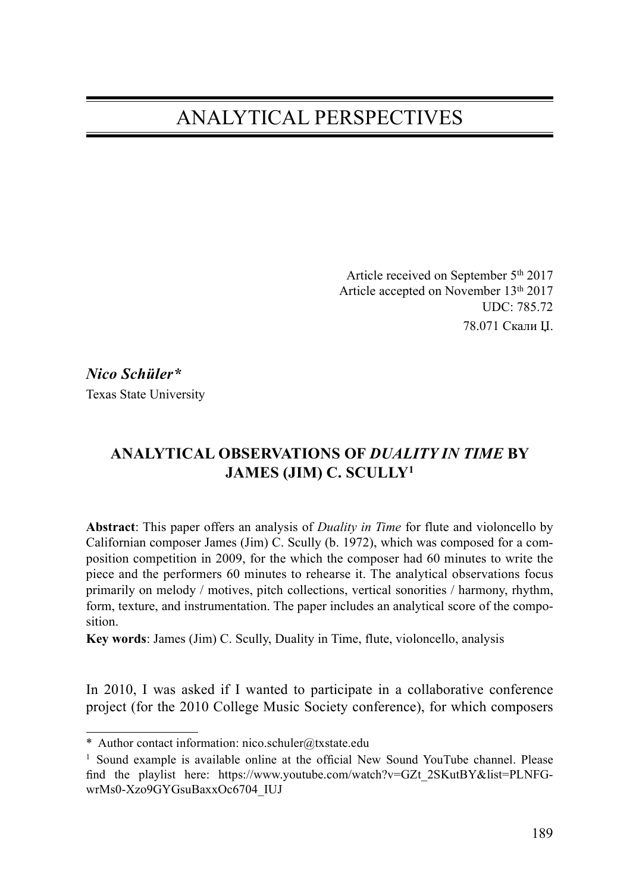# ANALYTICAL PERSPECTIVES

Article received on September 5th 2017
Article accepted on November 13th 2017
UDC: 785.72
78.071 Скали Џ.

***Nico Schüler****
Texas State University

## ANALYTICAL OBSERVATIONS OF *DUALITY IN TIME* BY JAMES (JIM) C. SCULLY[1]

**Abstract**: This paper offers an analysis of *Duality in Time* for flute and violoncello by Californian composer James (Jim) C. Scully (b. 1972), which was composed for a composition competition in 2009, for the which the composer had 60 minutes to write the piece and the performers 60 minutes to rehearse it. The analytical observations focus primarily on melody / motives, pitch collections, vertical sonorities / harmony, rhythm, form, texture, and instrumentation. The paper includes an analytical score of the composition.

**Key words**: James (Jim) C. Scully, Duality in Time, flute, violoncello, analysis

In 2010, I was asked if I wanted to participate in a collaborative conference project (for the 2010 College Music Society conference), for which composers

---

\* Author contact information: nico.schuler@txstate.edu

[1] Sound example is available online at the official New Sound YouTube channel. Please find the playlist here: https://www.youtube.com/watch?v=GZt_2SKutBY&list=PLNFG-wrMs0-Xzo9GYGsuBaxxOc6704_IUJ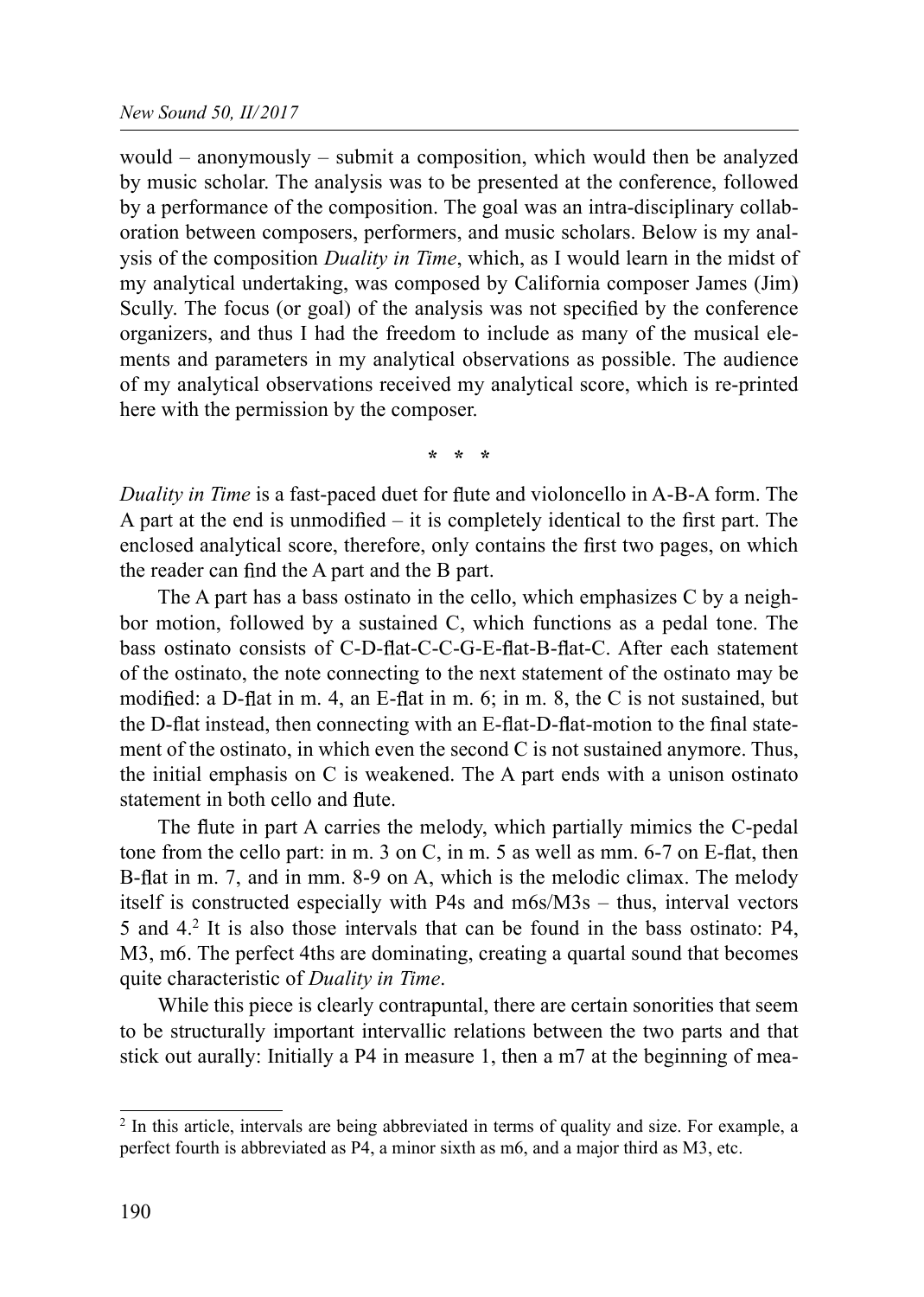would – anonymously – submit a composition, which would then be analyzed by music scholar. The analysis was to be presented at the conference, followed by a performance of the composition. The goal was an intra-disciplinary collaboration between composers, performers, and music scholars. Below is my analysis of the composition *Duality in Time*, which, as I would learn in the midst of my analytical undertaking, was composed by California composer James (Jim) Scully. The focus (or goal) of the analysis was not specified by the conference organizers, and thus I had the freedom to include as many of the musical elements and parameters in my analytical observations as possible. The audience of my analytical observations received my analytical score, which is re-printed here with the permission by the composer.

\* \* \*

*Duality in Time* is a fast-paced duet for flute and violoncello in A-B-A form. The A part at the end is unmodified – it is completely identical to the first part. The enclosed analytical score, therefore, only contains the first two pages, on which the reader can find the A part and the B part.

The A part has a bass ostinato in the cello, which emphasizes C by a neighbor motion, followed by a sustained C, which functions as a pedal tone. The bass ostinato consists of C-D-flat-C-C-G-E-flat-B-flat-C. After each statement of the ostinato, the note connecting to the next statement of the ostinato may be modified: a D-flat in m. 4, an E-flat in m. 6; in m. 8, the C is not sustained, but the D-flat instead, then connecting with an E-flat-D-flat-motion to the final statement of the ostinato, in which even the second C is not sustained anymore. Thus, the initial emphasis on C is weakened. The A part ends with a unison ostinato statement in both cello and flute.

The flute in part A carries the melody, which partially mimics the C-pedal tone from the cello part: in m. 3 on C, in m. 5 as well as mm. 6-7 on E-flat, then B-flat in m. 7, and in mm. 8-9 on A, which is the melodic climax. The melody itself is constructed especially with P4s and m6s/M3s – thus, interval vectors 5 and 4.[2] It is also those intervals that can be found in the bass ostinato: P4, M3, m6. The perfect 4ths are dominating, creating a quartal sound that becomes quite characteristic of *Duality in Time*.

While this piece is clearly contrapuntal, there are certain sonorities that seem to be structurally important intervallic relations between the two parts and that stick out aurally: Initially a P4 in measure 1, then a m7 at the beginning of mea-

[2] In this article, intervals are being abbreviated in terms of quality and size. For example, a perfect fourth is abbreviated as P4, a minor sixth as m6, and a major third as M3, etc.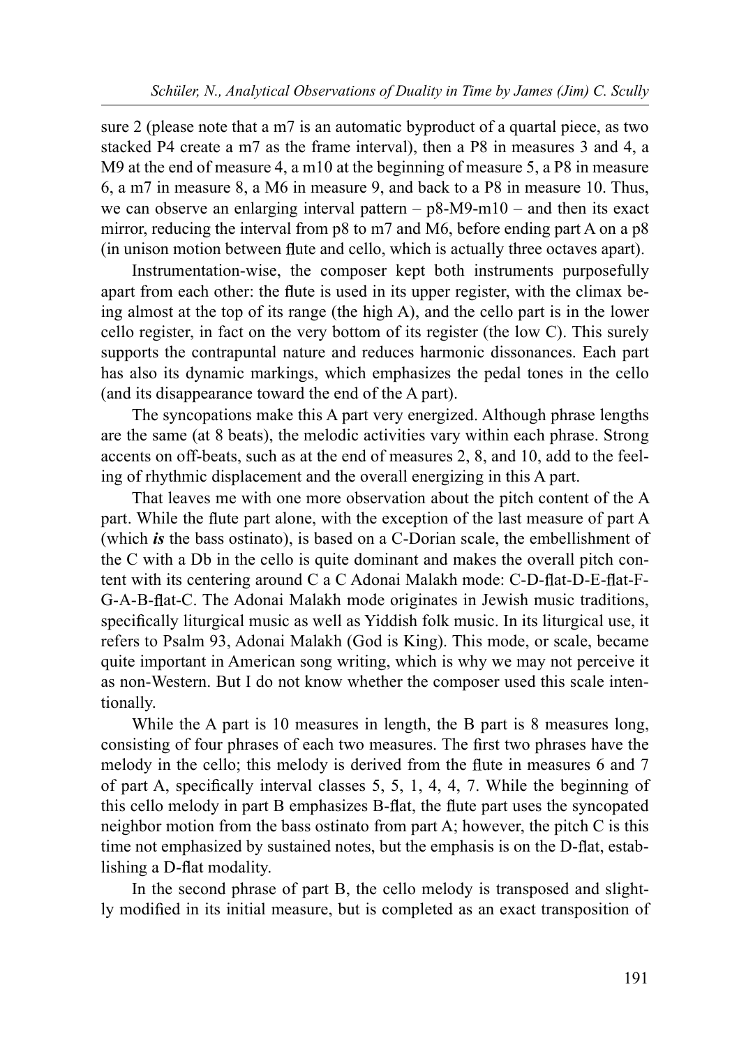sure 2 (please note that a m7 is an automatic byproduct of a quartal piece, as two stacked P4 create a m7 as the frame interval), then a P8 in measures 3 and 4, a M9 at the end of measure 4, a m10 at the beginning of measure 5, a P8 in measure 6, a m7 in measure 8, a M6 in measure 9, and back to a P8 in measure 10. Thus, we can observe an enlarging interval pattern – p8-M9-m10 – and then its exact mirror, reducing the interval from p8 to m7 and M6, before ending part A on a p8 (in unison motion between flute and cello, which is actually three octaves apart).

Instrumentation-wise, the composer kept both instruments purposefully apart from each other: the flute is used in its upper register, with the climax being almost at the top of its range (the high A), and the cello part is in the lower cello register, in fact on the very bottom of its register (the low C). This surely supports the contrapuntal nature and reduces harmonic dissonances. Each part has also its dynamic markings, which emphasizes the pedal tones in the cello (and its disappearance toward the end of the A part).

The syncopations make this A part very energized. Although phrase lengths are the same (at 8 beats), the melodic activities vary within each phrase. Strong accents on off-beats, such as at the end of measures 2, 8, and 10, add to the feeling of rhythmic displacement and the overall energizing in this A part.

That leaves me with one more observation about the pitch content of the A part. While the flute part alone, with the exception of the last measure of part A (which ***is*** the bass ostinato), is based on a C-Dorian scale, the embellishment of the C with a Db in the cello is quite dominant and makes the overall pitch content with its centering around C a C Adonai Malakh mode: C-D-flat-D-E-flat-F-G-A-B-flat-C. The Adonai Malakh mode originates in Jewish music traditions, specifically liturgical music as well as Yiddish folk music. In its liturgical use, it refers to Psalm 93, Adonai Malakh (God is King). This mode, or scale, became quite important in American song writing, which is why we may not perceive it as non-Western. But I do not know whether the composer used this scale intentionally.

While the A part is 10 measures in length, the B part is 8 measures long, consisting of four phrases of each two measures. The first two phrases have the melody in the cello; this melody is derived from the flute in measures 6 and 7 of part A, specifically interval classes 5, 5, 1, 4, 4, 7. While the beginning of this cello melody in part B emphasizes B-flat, the flute part uses the syncopated neighbor motion from the bass ostinato from part A; however, the pitch C is this time not emphasized by sustained notes, but the emphasis is on the D-flat, establishing a D-flat modality.

In the second phrase of part B, the cello melody is transposed and slightly modified in its initial measure, but is completed as an exact transposition of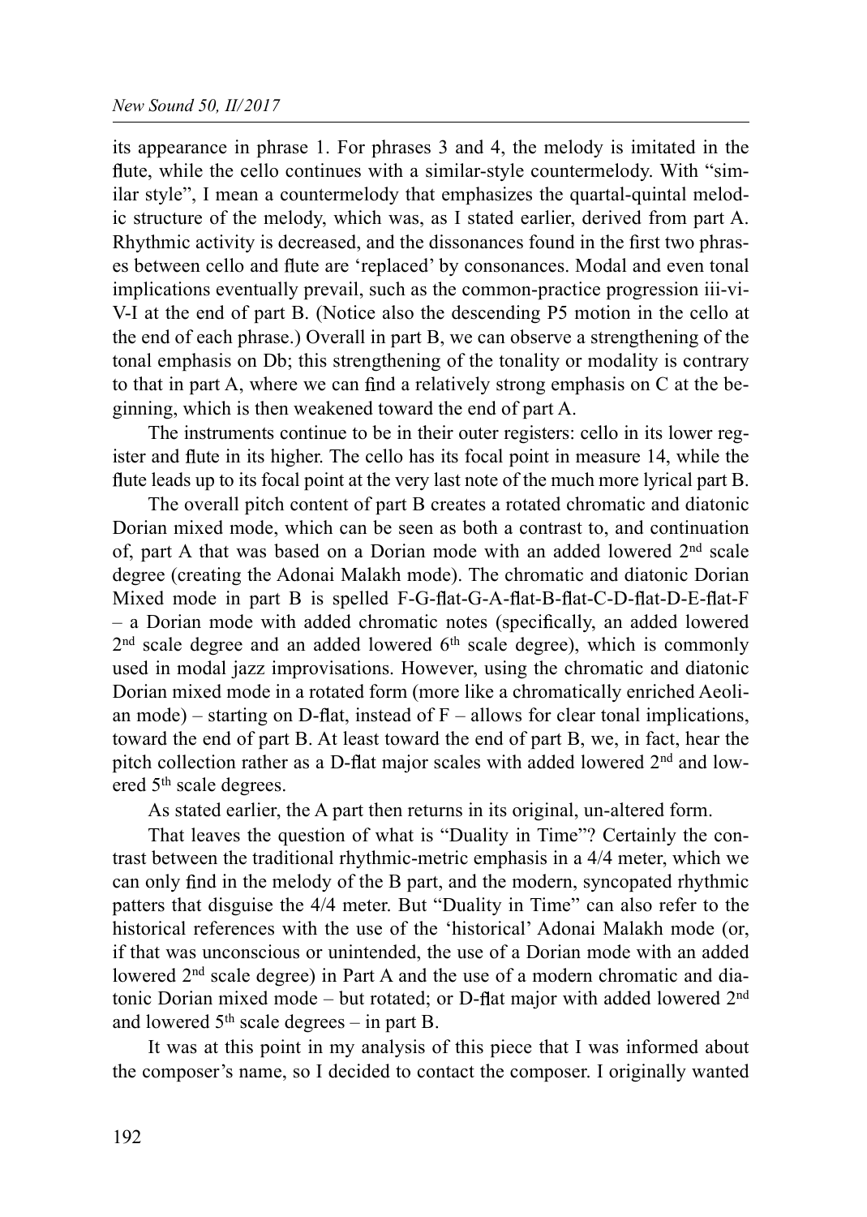its appearance in phrase 1. For phrases 3 and 4, the melody is imitated in the flute, while the cello continues with a similar-style countermelody. With "similar style", I mean a countermelody that emphasizes the quartal-quintal melodic structure of the melody, which was, as I stated earlier, derived from part A. Rhythmic activity is decreased, and the dissonances found in the first two phrases between cello and flute are 'replaced' by consonances. Modal and even tonal implications eventually prevail, such as the common-practice progression iii-vi-V-I at the end of part B. (Notice also the descending P5 motion in the cello at the end of each phrase.) Overall in part B, we can observe a strengthening of the tonal emphasis on Db; this strengthening of the tonality or modality is contrary to that in part A, where we can find a relatively strong emphasis on C at the beginning, which is then weakened toward the end of part A.

The instruments continue to be in their outer registers: cello in its lower register and flute in its higher. The cello has its focal point in measure 14, while the flute leads up to its focal point at the very last note of the much more lyrical part B.

The overall pitch content of part B creates a rotated chromatic and diatonic Dorian mixed mode, which can be seen as both a contrast to, and continuation of, part A that was based on a Dorian mode with an added lowered 2nd scale degree (creating the Adonai Malakh mode). The chromatic and diatonic Dorian Mixed mode in part B is spelled F-G-flat-G-A-flat-B-flat-C-D-flat-D-E-flat-F – a Dorian mode with added chromatic notes (specifically, an added lowered 2nd scale degree and an added lowered 6th scale degree), which is commonly used in modal jazz improvisations. However, using the chromatic and diatonic Dorian mixed mode in a rotated form (more like a chromatically enriched Aeolian mode) – starting on D-flat, instead of F – allows for clear tonal implications, toward the end of part B. At least toward the end of part B, we, in fact, hear the pitch collection rather as a D-flat major scales with added lowered 2nd and lowered 5th scale degrees.

As stated earlier, the A part then returns in its original, un-altered form.

That leaves the question of what is "Duality in Time"? Certainly the contrast between the traditional rhythmic-metric emphasis in a 4/4 meter, which we can only find in the melody of the B part, and the modern, syncopated rhythmic patters that disguise the 4/4 meter. But "Duality in Time" can also refer to the historical references with the use of the 'historical' Adonai Malakh mode (or, if that was unconscious or unintended, the use of a Dorian mode with an added lowered 2nd scale degree) in Part A and the use of a modern chromatic and diatonic Dorian mixed mode – but rotated; or D-flat major with added lowered 2nd and lowered 5th scale degrees – in part B.

It was at this point in my analysis of this piece that I was informed about the composer's name, so I decided to contact the composer. I originally wanted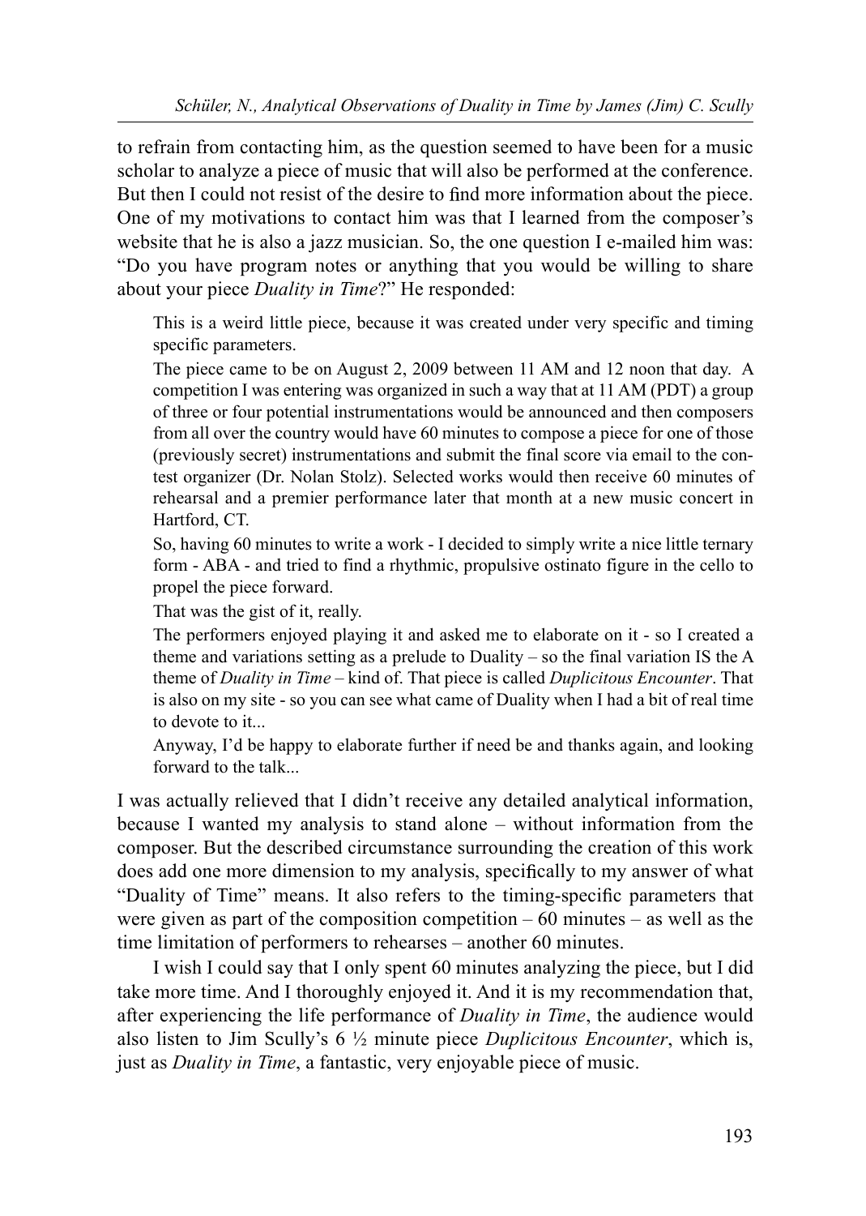to refrain from contacting him, as the question seemed to have been for a music scholar to analyze a piece of music that will also be performed at the conference. But then I could not resist of the desire to find more information about the piece. One of my motivations to contact him was that I learned from the composer's website that he is also a jazz musician. So, the one question I e-mailed him was: "Do you have program notes or anything that you would be willing to share about your piece *Duality in Time*?" He responded:

> This is a weird little piece, because it was created under very specific and timing specific parameters.
>
> The piece came to be on August 2, 2009 between 11 AM and 12 noon that day. A competition I was entering was organized in such a way that at 11 AM (PDT) a group of three or four potential instrumentations would be announced and then composers from all over the country would have 60 minutes to compose a piece for one of those (previously secret) instrumentations and submit the final score via email to the contest organizer (Dr. Nolan Stolz). Selected works would then receive 60 minutes of rehearsal and a premier performance later that month at a new music concert in Hartford, CT.
>
> So, having 60 minutes to write a work - I decided to simply write a nice little ternary form - ABA - and tried to find a rhythmic, propulsive ostinato figure in the cello to propel the piece forward.
>
> That was the gist of it, really.
>
> The performers enjoyed playing it and asked me to elaborate on it - so I created a theme and variations setting as a prelude to Duality – so the final variation IS the A theme of *Duality in Time* – kind of. That piece is called *Duplicitous Encounter*. That is also on my site - so you can see what came of Duality when I had a bit of real time to devote to it...
>
> Anyway, I'd be happy to elaborate further if need be and thanks again, and looking forward to the talk...

I was actually relieved that I didn't receive any detailed analytical information, because I wanted my analysis to stand alone – without information from the composer. But the described circumstance surrounding the creation of this work does add one more dimension to my analysis, specifically to my answer of what "Duality of Time" means. It also refers to the timing-specific parameters that were given as part of the composition competition – 60 minutes – as well as the time limitation of performers to rehearses – another 60 minutes.

I wish I could say that I only spent 60 minutes analyzing the piece, but I did take more time. And I thoroughly enjoyed it. And it is my recommendation that, after experiencing the life performance of *Duality in Time*, the audience would also listen to Jim Scully's 6 ½ minute piece *Duplicitous Encounter*, which is, just as *Duality in Time*, a fantastic, very enjoyable piece of music.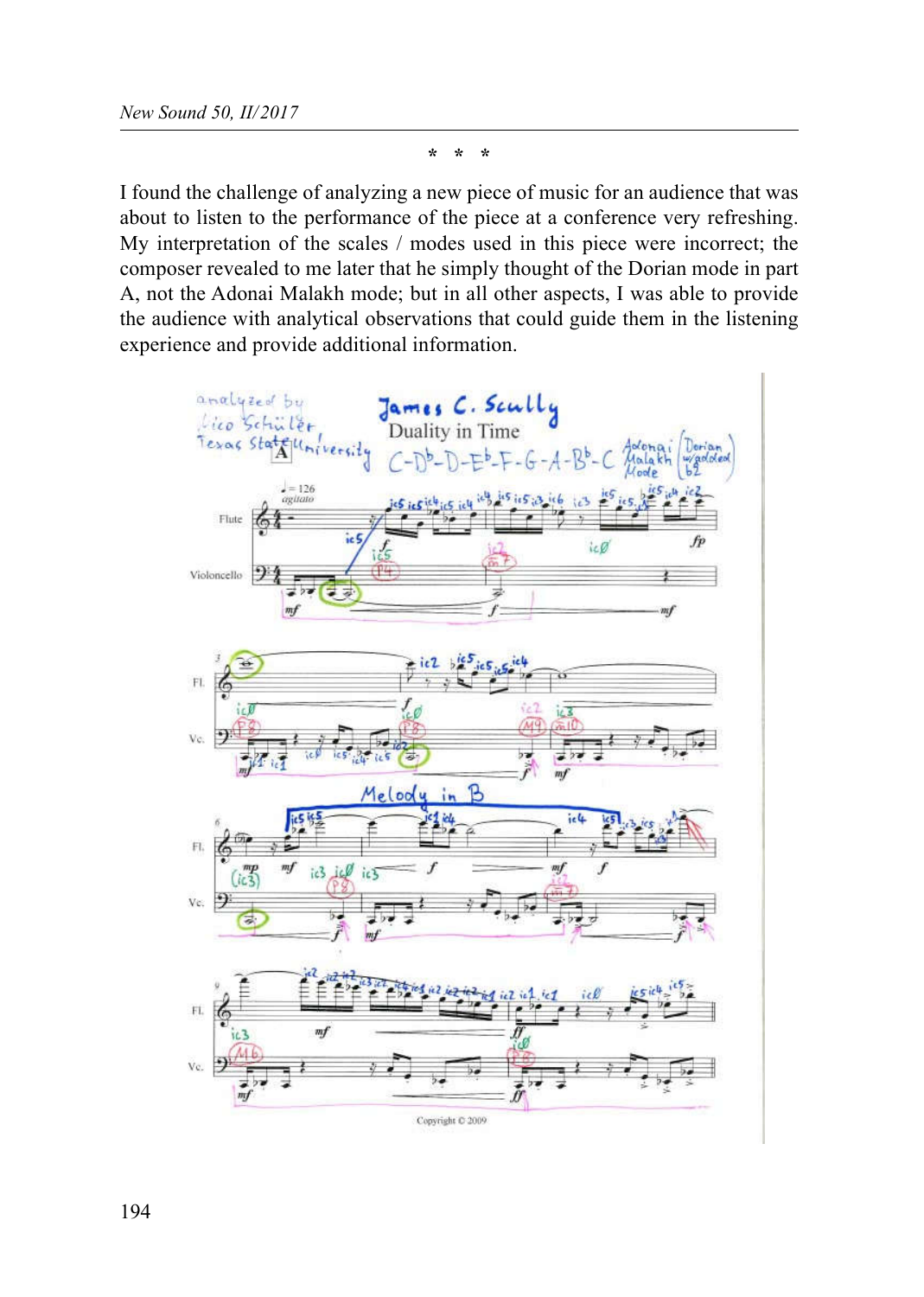\* \* \*

I found the challenge of analyzing a new piece of music for an audience that was about to listen to the performance of the piece at a conference very refreshing. My interpretation of the scales / modes used in this piece were incorrect; the composer revealed to me later that he simply thought of the Dorian mode in part A, not the Adonai Malakh mode; but in all other aspects, I was able to provide the audience with analytical observations that could guide them in the listening experience and provide additional information.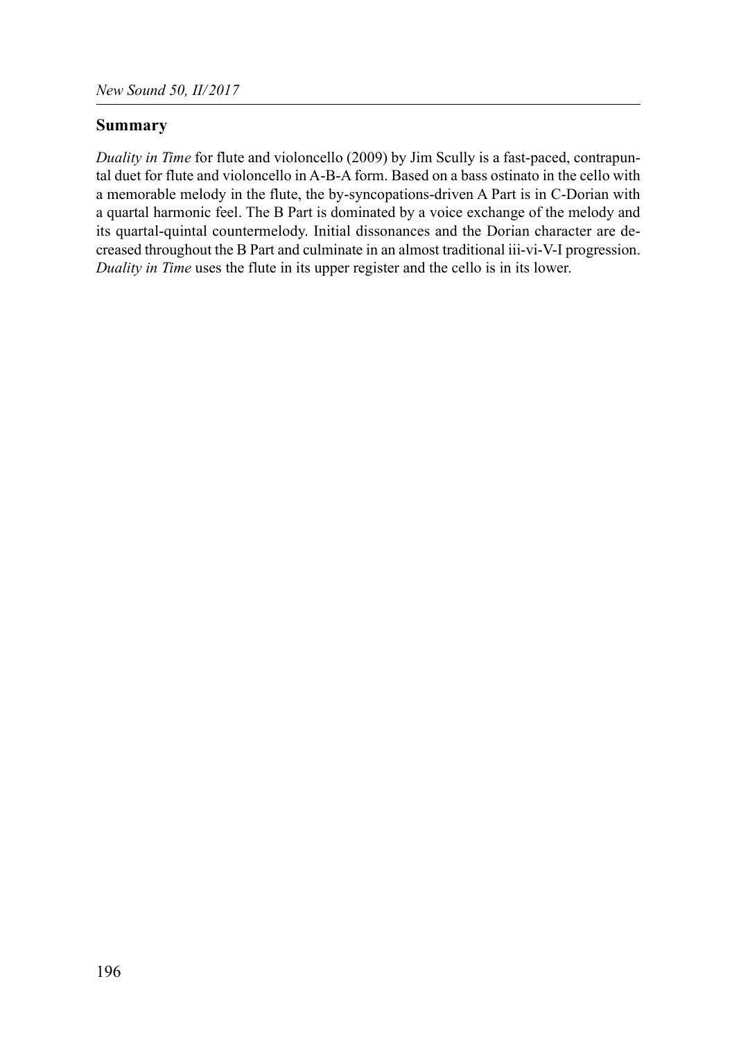## Summary

*Duality in Time* for flute and violoncello (2009) by Jim Scully is a fast-paced, contrapuntal duet for flute and violoncello in A-B-A form. Based on a bass ostinato in the cello with a memorable melody in the flute, the by-syncopations-driven A Part is in C-Dorian with a quartal harmonic feel. The B Part is dominated by a voice exchange of the melody and its quartal-quintal countermelody. Initial dissonances and the Dorian character are decreased throughout the B Part and culminate in an almost traditional iii-vi-V-I progression. *Duality in Time* uses the flute in its upper register and the cello is in its lower.